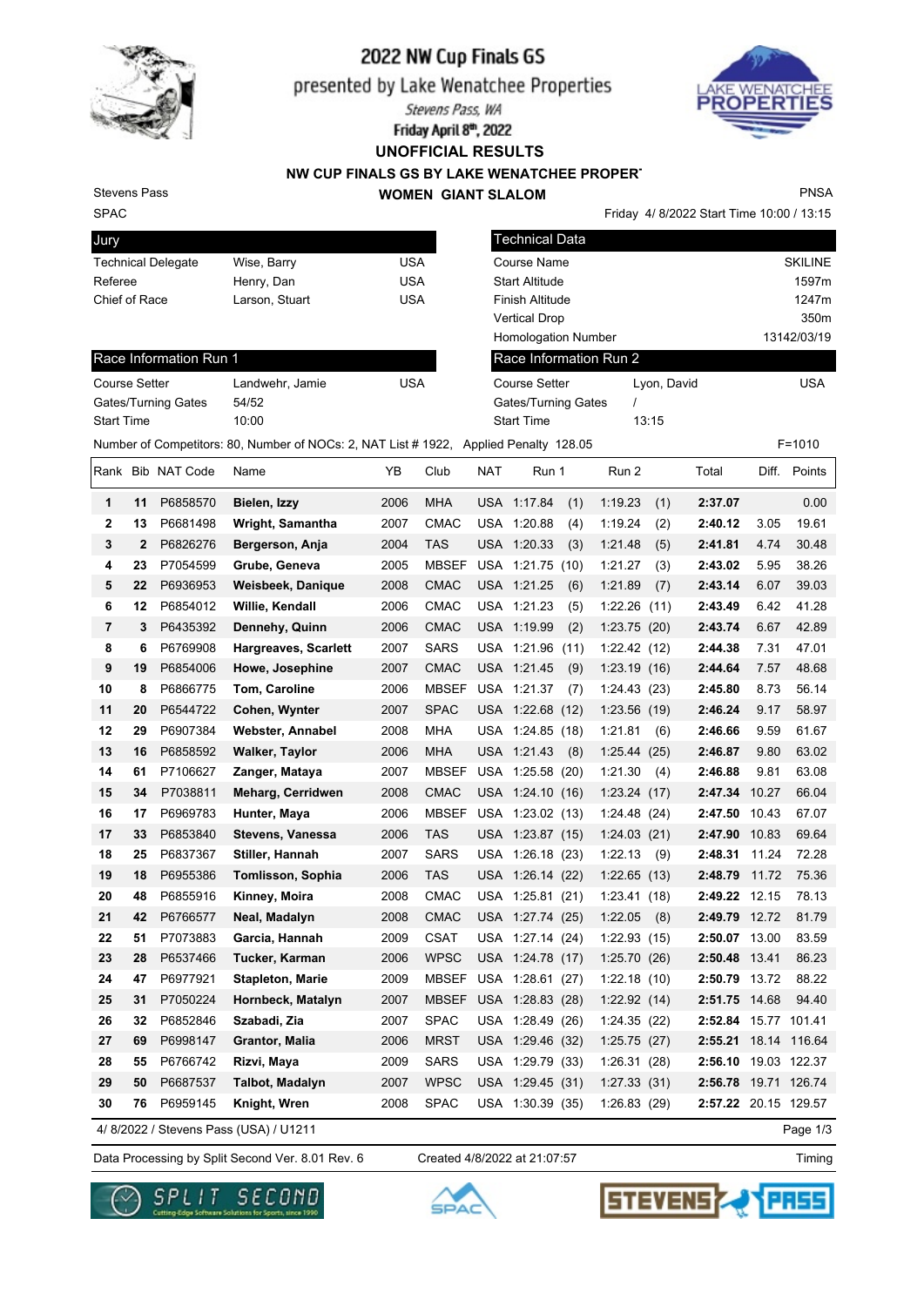# 2022 NW Cup Finals GS

presented by Lake Wenatchee Properties

Stevens Pass, WA

**Friday April 8th, 2022**

## UNOFFICIAL RESULTS

### NW CUP FINALS GS BY LAKE WENATCHEE PROPER

### WOMEN GIANT SLALOM

Stevens Pass
SPAC

PNSA

Friday 4/ 8/2022 Start Time 10:00 / 13:15

| Jury | | |
|---|---|---|
| Technical Delegate | Wise, Barry | USA |
| Referee | Henry, Dan | USA |
| Chief of Race | Larson, Stuart | USA |

| Technical Data | |
|---|---|
| Course Name | SKILINE |
| Start Altitude | 1597m |
| Finish Altitude | 1247m |
| Vertical Drop | 350m |
| Homologation Number | 13142/03/19 |

| Race Information Run 1 | | |
|---|---|---|
| Course Setter | Landwehr, Jamie | USA |
| Gates/Turning Gates | 54/52 | |
| Start Time | 10:00 | |

| Race Information Run 2 | | |
|---|---|---|
| Course Setter | Lyon, David | USA |
| Gates/Turning Gates | / | |
| Start Time | 13:15 | |

Number of Competitors: 80, Number of NOCs: 2, NAT List # 1922, Applied Penalty 128.05 F=1010

| Rank | Bib | NAT Code | Name | YB | Club | NAT | Run 1 | Run 2 | Total | Diff. | Points |
|---|---|---|---|---|---|---|---|---|---|---|---|
| 1 | 11 | P6858570 | **Bielen, Izzy** | 2006 | MHA | USA | 1:17.84 (1) | 1:19.23 (1) | **2:37.07** | | 0.00 |
| 2 | 13 | P6681498 | **Wright, Samantha** | 2007 | CMAC | USA | 1:20.88 (4) | 1:19.24 (2) | **2:40.12** | 3.05 | 19.61 |
| 3 | 2 | P6826276 | **Bergerson, Anja** | 2004 | TAS | USA | 1:20.33 (3) | 1:21.48 (5) | **2:41.81** | 4.74 | 30.48 |
| 4 | 23 | P7054599 | **Grube, Geneva** | 2005 | MBSEF | USA | 1:21.75 (10) | 1:21.27 (3) | **2:43.02** | 5.95 | 38.26 |
| 5 | 22 | P6936953 | **Weisbeek, Danique** | 2008 | CMAC | USA | 1:21.25 (6) | 1:21.89 (7) | **2:43.14** | 6.07 | 39.03 |
| 6 | 12 | P6854012 | **Willie, Kendall** | 2006 | CMAC | USA | 1:21.23 (5) | 1:22.26 (11) | **2:43.49** | 6.42 | 41.28 |
| 7 | 3 | P6435392 | **Dennehy, Quinn** | 2006 | CMAC | USA | 1:19.99 (2) | 1:23.75 (20) | **2:43.74** | 6.67 | 42.89 |
| 8 | 6 | P6769908 | **Hargreaves, Scarlett** | 2007 | SARS | USA | 1:21.96 (11) | 1:22.42 (12) | **2:44.38** | 7.31 | 47.01 |
| 9 | 19 | P6854006 | **Howe, Josephine** | 2007 | CMAC | USA | 1:21.45 (9) | 1:23.19 (16) | **2:44.64** | 7.57 | 48.68 |
| 10 | 8 | P6866775 | **Tom, Caroline** | 2006 | MBSEF | USA | 1:21.37 (7) | 1:24.43 (23) | **2:45.80** | 8.73 | 56.14 |
| 11 | 20 | P6544722 | **Cohen, Wynter** | 2007 | SPAC | USA | 1:22.68 (12) | 1:23.56 (19) | **2:46.24** | 9.17 | 58.97 |
| 12 | 29 | P6907384 | **Webster, Annabel** | 2008 | MHA | USA | 1:24.85 (18) | 1:21.81 (6) | **2:46.66** | 9.59 | 61.67 |
| 13 | 16 | P6858592 | **Walker, Taylor** | 2006 | MHA | USA | 1:21.43 (8) | 1:25.44 (25) | **2:46.87** | 9.80 | 63.02 |
| 14 | 61 | P7106627 | **Zanger, Mataya** | 2007 | MBSEF | USA | 1:25.58 (20) | 1:21.30 (4) | **2:46.88** | 9.81 | 63.08 |
| 15 | 34 | P7038811 | **Meharg, Cerridwen** | 2008 | CMAC | USA | 1:24.10 (16) | 1:23.24 (17) | **2:47.34** | 10.27 | 66.04 |
| 16 | 17 | P6969783 | **Hunter, Maya** | 2006 | MBSEF | USA | 1:23.02 (13) | 1:24.48 (24) | **2:47.50** | 10.43 | 67.07 |
| 17 | 33 | P6853840 | **Stevens, Vanessa** | 2006 | TAS | USA | 1:23.87 (15) | 1:24.03 (21) | **2:47.90** | 10.83 | 69.64 |
| 18 | 25 | P6837367 | **Stiller, Hannah** | 2007 | SARS | USA | 1:26.18 (23) | 1:22.13 (9) | **2:48.31** | 11.24 | 72.28 |
| 19 | 18 | P6955386 | **Tomlisson, Sophia** | 2006 | TAS | USA | 1:26.14 (22) | 1:22.65 (13) | **2:48.79** | 11.72 | 75.36 |
| 20 | 48 | P6855916 | **Kinney, Moira** | 2008 | CMAC | USA | 1:25.81 (21) | 1:23.41 (18) | **2:49.22** | 12.15 | 78.13 |
| 21 | 42 | P6766577 | **Neal, Madalyn** | 2008 | CMAC | USA | 1:27.74 (25) | 1:22.05 (8) | **2:49.79** | 12.72 | 81.79 |
| 22 | 51 | P7073883 | **Garcia, Hannah** | 2009 | CSAT | USA | 1:27.14 (24) | 1:22.93 (15) | **2:50.07** | 13.00 | 83.59 |
| 23 | 28 | P6537466 | **Tucker, Karman** | 2006 | WPSC | USA | 1:24.78 (17) | 1:25.70 (26) | **2:50.48** | 13.41 | 86.23 |
| 24 | 47 | P6977921 | **Stapleton, Marie** | 2009 | MBSEF | USA | 1:28.61 (27) | 1:22.18 (10) | **2:50.79** | 13.72 | 88.22 |
| 25 | 31 | P7050224 | **Hornbeck, Matalyn** | 2007 | MBSEF | USA | 1:28.83 (28) | 1:22.92 (14) | **2:51.75** | 14.68 | 94.40 |
| 26 | 32 | P6852846 | **Szabadi, Zia** | 2007 | SPAC | USA | 1:28.49 (26) | 1:24.35 (22) | **2:52.84** | 15.77 | 101.41 |
| 27 | 69 | P6998147 | **Grantor, Malia** | 2006 | MRST | USA | 1:29.46 (32) | 1:25.75 (27) | **2:55.21** | 18.14 | 116.64 |
| 28 | 55 | P6766742 | **Rizvi, Maya** | 2009 | SARS | USA | 1:29.79 (33) | 1:26.31 (28) | **2:56.10** | 19.03 | 122.37 |
| 29 | 50 | P6687537 | **Talbot, Madalyn** | 2007 | WPSC | USA | 1:29.45 (31) | 1:27.33 (31) | **2:56.78** | 19.71 | 126.74 |
| 30 | 76 | P6959145 | **Knight, Wren** | 2008 | SPAC | USA | 1:30.39 (35) | 1:26.83 (29) | **2:57.22** | 20.15 | 129.57 |

4/ 8/2022 / Stevens Pass (USA) / U1211

Data Processing by Split Second Ver. 8.01 Rev. 6 Created 4/8/2022 at 21:07:57 Timing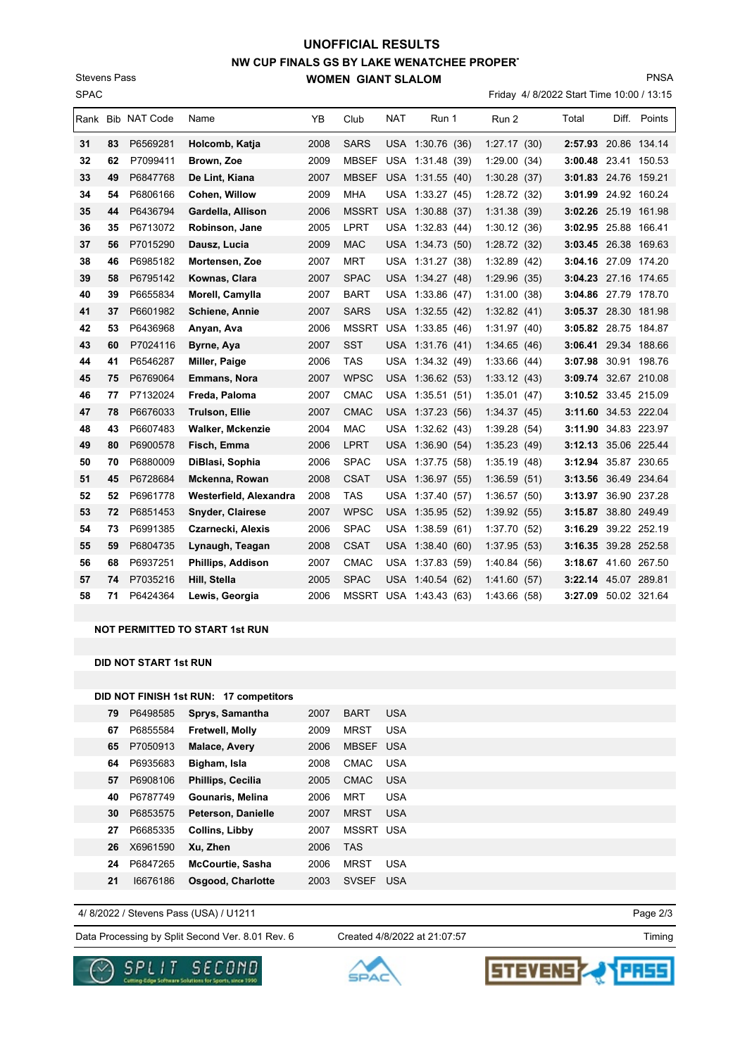# UNOFFICIAL RESULTS

## NW CUP FINALS GS BY LAKE WENATCHEE PROPER

### WOMEN GIANT SLALOM

Stevens Pass
SPAC

PNSA

Friday 4/ 8/2022 Start Time 10:00 / 13:15

| Rank | Bib | NAT Code | Name | YB | Club | NAT | Run 1 | Run 2 | Total | Diff. | Points |
|---|---|---|---|---|---|---|---|---|---|---|---|
| 31 | 83 | P6569281 | Holcomb, Katja | 2008 | SARS | USA | 1:30.76 (36) | 1:27.17 (30) | 2:57.93 | 20.86 | 134.14 |
| 32 | 62 | P7099411 | Brown, Zoe | 2009 | MBSEF | USA | 1:31.48 (39) | 1:29.00 (34) | 3:00.48 | 23.41 | 150.53 |
| 33 | 49 | P6847768 | De Lint, Kiana | 2007 | MBSEF | USA | 1:31.55 (40) | 1:30.28 (37) | 3:01.83 | 24.76 | 159.21 |
| 34 | 54 | P6806166 | Cohen, Willow | 2009 | MHA | USA | 1:33.27 (45) | 1:28.72 (32) | 3:01.99 | 24.92 | 160.24 |
| 35 | 44 | P6436794 | Gardella, Allison | 2006 | MSSRT | USA | 1:30.88 (37) | 1:31.38 (39) | 3:02.26 | 25.19 | 161.98 |
| 36 | 35 | P6713072 | Robinson, Jane | 2005 | LPRT | USA | 1:32.83 (44) | 1:30.12 (36) | 3:02.95 | 25.88 | 166.41 |
| 37 | 56 | P7015290 | Dausz, Lucia | 2009 | MAC | USA | 1:34.73 (50) | 1:28.72 (32) | 3:03.45 | 26.38 | 169.63 |
| 38 | 46 | P6985182 | Mortensen, Zoe | 2007 | MRT | USA | 1:31.27 (38) | 1:32.89 (42) | 3:04.16 | 27.09 | 174.20 |
| 39 | 58 | P6795142 | Kownas, Clara | 2007 | SPAC | USA | 1:34.27 (48) | 1:29.96 (35) | 3:04.23 | 27.16 | 174.65 |
| 40 | 39 | P6655834 | Morell, Camylla | 2007 | BART | USA | 1:33.86 (47) | 1:31.00 (38) | 3:04.86 | 27.79 | 178.70 |
| 41 | 37 | P6601982 | Schiene, Annie | 2007 | SARS | USA | 1:32.55 (42) | 1:32.82 (41) | 3:05.37 | 28.30 | 181.98 |
| 42 | 53 | P6436968 | Anyan, Ava | 2006 | MSSRT | USA | 1:33.85 (46) | 1:31.97 (40) | 3:05.82 | 28.75 | 184.87 |
| 43 | 60 | P7024116 | Byrne, Aya | 2007 | SST | USA | 1:31.76 (41) | 1:34.65 (46) | 3:06.41 | 29.34 | 188.66 |
| 44 | 41 | P6546287 | Miller, Paige | 2006 | TAS | USA | 1:34.32 (49) | 1:33.66 (44) | 3:07.98 | 30.91 | 198.76 |
| 45 | 75 | P6769064 | Emmans, Nora | 2007 | WPSC | USA | 1:36.62 (53) | 1:33.12 (43) | 3:09.74 | 32.67 | 210.08 |
| 46 | 77 | P7132024 | Freda, Paloma | 2007 | CMAC | USA | 1:35.51 (51) | 1:35.01 (47) | 3:10.52 | 33.45 | 215.09 |
| 47 | 78 | P6676033 | Trulson, Ellie | 2007 | CMAC | USA | 1:37.23 (56) | 1:34.37 (45) | 3:11.60 | 34.53 | 222.04 |
| 48 | 43 | P6607483 | Walker, Mckenzie | 2004 | MAC | USA | 1:32.62 (43) | 1:39.28 (54) | 3:11.90 | 34.83 | 223.97 |
| 49 | 80 | P6900578 | Fisch, Emma | 2006 | LPRT | USA | 1:36.90 (54) | 1:35.23 (49) | 3:12.13 | 35.06 | 225.44 |
| 50 | 70 | P6880009 | DiBlasi, Sophia | 2006 | SPAC | USA | 1:37.75 (58) | 1:35.19 (48) | 3:12.94 | 35.87 | 230.65 |
| 51 | 45 | P6728684 | Mckenna, Rowan | 2008 | CSAT | USA | 1:36.97 (55) | 1:36.59 (51) | 3:13.56 | 36.49 | 234.64 |
| 52 | 52 | P6961778 | Westerfield, Alexandra | 2008 | TAS | USA | 1:37.40 (57) | 1:36.57 (50) | 3:13.97 | 36.90 | 237.28 |
| 53 | 72 | P6851453 | Snyder, Clairese | 2007 | WPSC | USA | 1:35.95 (52) | 1:39.92 (55) | 3:15.87 | 38.80 | 249.49 |
| 54 | 73 | P6991385 | Czarnecki, Alexis | 2006 | SPAC | USA | 1:38.59 (61) | 1:37.70 (52) | 3:16.29 | 39.22 | 252.19 |
| 55 | 59 | P6804735 | Lynaugh, Teagan | 2008 | CSAT | USA | 1:38.40 (60) | 1:37.95 (53) | 3:16.35 | 39.28 | 252.58 |
| 56 | 68 | P6937251 | Phillips, Addison | 2007 | CMAC | USA | 1:37.83 (59) | 1:40.84 (56) | 3:18.67 | 41.60 | 267.50 |
| 57 | 74 | P7035216 | Hill, Stella | 2005 | SPAC | USA | 1:40.54 (62) | 1:41.60 (57) | 3:22.14 | 45.07 | 289.81 |
| 58 | 71 | P6424364 | Lewis, Georgia | 2006 | MSSRT | USA | 1:43.43 (63) | 1:43.66 (58) | 3:27.09 | 50.02 | 321.64 |

**NOT PERMITTED TO START 1st RUN**

**DID NOT START 1st RUN**

**DID NOT FINISH 1st RUN: 17 competitors**

| Bib | NAT Code | Name | YB | Club | NAT |
|---|---|---|---|---|---|
| 79 | P6498585 | Sprys, Samantha | 2007 | BART | USA |
| 67 | P6855584 | Fretwell, Molly | 2009 | MRST | USA |
| 65 | P7050913 | Malace, Avery | 2006 | MBSEF | USA |
| 64 | P6935683 | Bigham, Isla | 2008 | CMAC | USA |
| 57 | P6908106 | Phillips, Cecilia | 2005 | CMAC | USA |
| 40 | P6787749 | Gounaris, Melina | 2006 | MRT | USA |
| 30 | P6853575 | Peterson, Danielle | 2007 | MRST | USA |
| 27 | P6685335 | Collins, Libby | 2007 | MSSRT | USA |
| 26 | X6961590 | Xu, Zhen | 2006 | TAS | |
| 24 | P6847265 | McCourtie, Sasha | 2006 | MRST | USA |
| 21 | I6676186 | Osgood, Charlotte | 2003 | SVSEF | USA |

4/ 8/2022 / Stevens Pass (USA) / U1211

Data Processing by Split Second Ver. 8.01 Rev. 6 — Created 4/8/2022 at 21:07:57 — Timing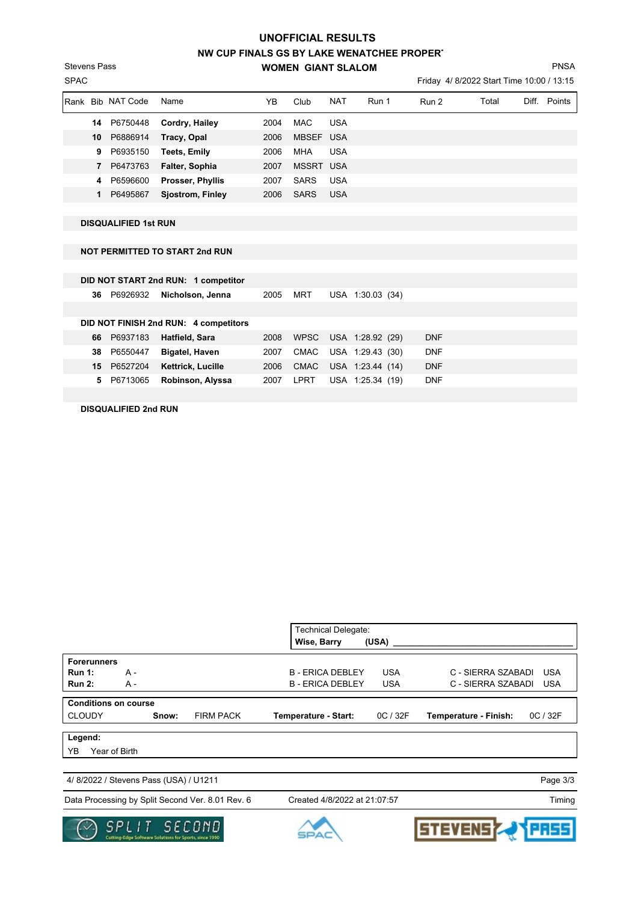# UNOFFICIAL RESULTS

## NW CUP FINALS GS BY LAKE WENATCHEE PROPER'

### WOMEN GIANT SLALOM

Stevens Pass
SPAC

PNSA
Friday 4/ 8/2022 Start Time 10:00 / 13:15

| Rank | Bib | NAT Code | Name | YB | Club | NAT | Run 1 | Run 2 | Total | Diff. | Points |
|---|---|---|---|---|---|---|---|---|---|---|---|
| | 14 | P6750448 | **Cordry, Hailey** | 2004 | MAC | USA | | | | | |
| | 10 | P6886914 | **Tracy, Opal** | 2006 | MBSEF | USA | | | | | |
| | 9 | P6935150 | **Teets, Emily** | 2006 | MHA | USA | | | | | |
| | 7 | P6473763 | **Falter, Sophia** | 2007 | MSSRT | USA | | | | | |
| | 4 | P6596600 | **Prosser, Phyllis** | 2007 | SARS | USA | | | | | |
| | 1 | P6495867 | **Sjostrom, Finley** | 2006 | SARS | USA | | | | | |
| | | | **DISQUALIFIED 1st RUN** | | | | | | | | |
| | | | **NOT PERMITTED TO START 2nd RUN** | | | | | | | | |
| | | | **DID NOT START 2nd RUN: 1 competitor** | | | | | | | | |
| | 36 | P6926932 | **Nicholson, Jenna** | 2005 | MRT | USA | 1:30.03 (34) | | | | |
| | | | **DID NOT FINISH 2nd RUN: 4 competitors** | | | | | | | | |
| | 66 | P6937183 | **Hatfield, Sara** | 2008 | WPSC | USA | 1:28.92 (29) | DNF | | | |
| | 38 | P6550447 | **Bigatel, Haven** | 2007 | CMAC | USA | 1:29.43 (30) | DNF | | | |
| | 15 | P6527204 | **Kettrick, Lucille** | 2006 | CMAC | USA | 1:23.44 (14) | DNF | | | |
| | 5 | P6713065 | **Robinson, Alyssa** | 2007 | LPRT | USA | 1:25.34 (19) | DNF | | | |
| | | | **DISQUALIFIED 2nd RUN** | | | | | | | | |

Technical Delegate:
**Wise, Barry** **(USA)**

**Forerunners**

| | | | | | |
|---|---|---|---|---|---|
| **Run 1:** | A - | B - ERICA DEBLEY | USA | C - SIERRA SZABADI | USA |
| **Run 2:** | A - | B - ERICA DEBLEY | USA | C - SIERRA SZABADI | USA |

**Conditions on course**

CLOUDY **Snow:** FIRM PACK **Temperature - Start:** 0C / 32F **Temperature - Finish:** 0C / 32F

**Legend:**
YB Year of Birth

4/ 8/2022 / Stevens Pass (USA) / U1211

Data Processing by Split Second Ver. 8.01 Rev. 6 Created 4/8/2022 at 21:07:57 Timing